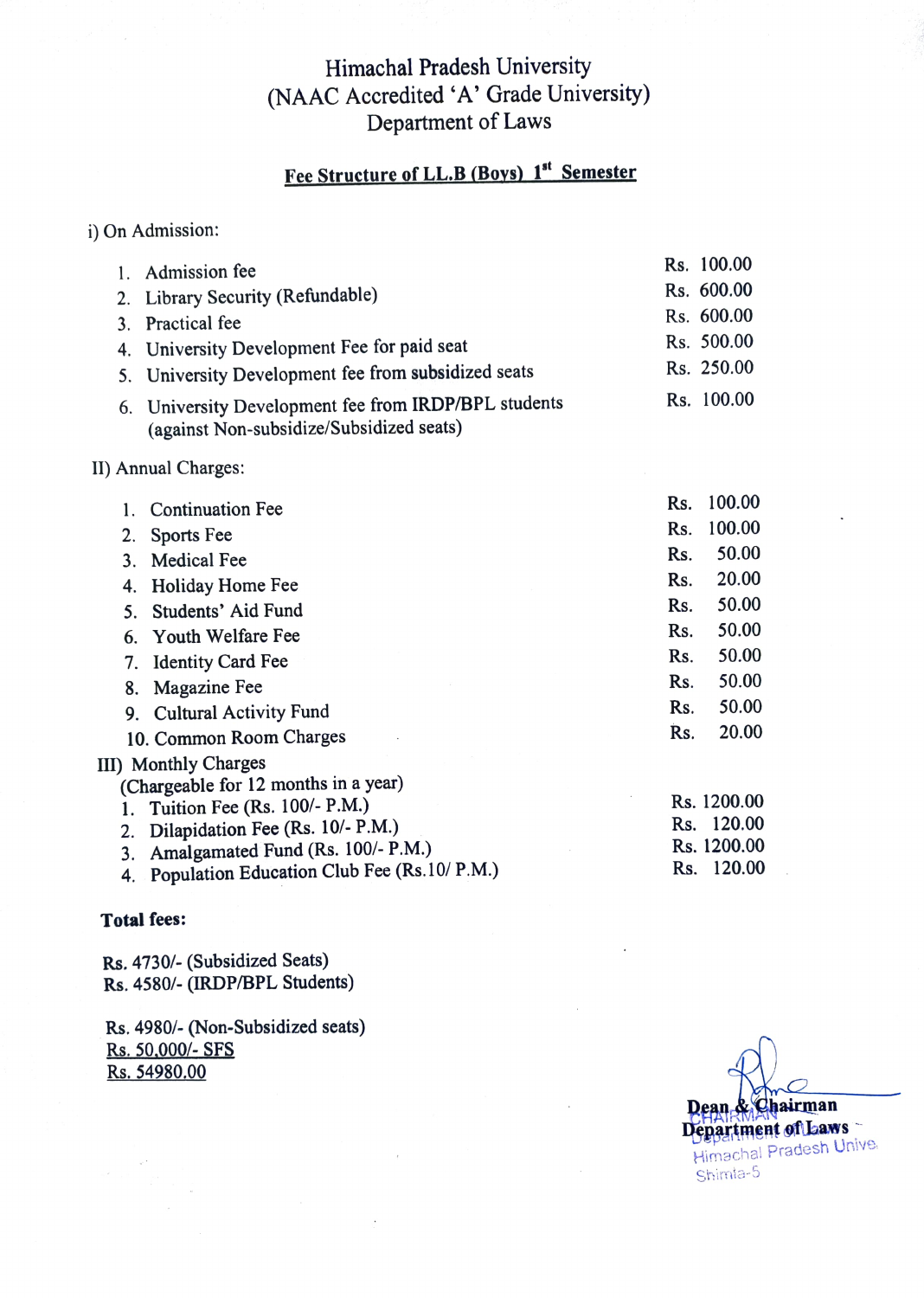# Himachal Pradesh University
## (NAAC Accredited 'A' Grade University)
## Department of Laws

**Fee Structure of LL.B (Boys) 1st Semester**

i) On Admission:

| | | |
|---|---|---|
| 1. | Admission fee | Rs. 100.00 |
| 2. | Library Security (Refundable) | Rs. 600.00 |
| 3. | Practical fee | Rs. 600.00 |
| 4. | University Development Fee for paid seat | Rs. 500.00 |
| 5. | University Development fee from subsidized seats | Rs. 250.00 |
| 6. | University Development fee from IRDP/BPL students (against Non-subsidize/Subsidized seats) | Rs. 100.00 |

II) Annual Charges:

| | | |
|---|---|---|
| 1. | Continuation Fee | Rs. 100.00 |
| 2. | Sports Fee | Rs. 100.00 |
| 3. | Medical Fee | Rs. 50.00 |
| 4. | Holiday Home Fee | Rs. 20.00 |
| 5. | Students' Aid Fund | Rs. 50.00 |
| 6. | Youth Welfare Fee | Rs. 50.00 |
| 7. | Identity Card Fee | Rs. 50.00 |
| 8. | Magazine Fee | Rs. 50.00 |
| 9. | Cultural Activity Fund | Rs. 50.00 |
| 10. | Common Room Charges | Rs. 20.00 |

III) Monthly Charges
(Chargeable for 12 months in a year)

| | | |
|---|---|---|
| 1. | Tuition Fee (Rs. 100/- P.M.) | Rs. 1200.00 |
| 2. | Dilapidation Fee (Rs. 10/- P.M.) | Rs. 120.00 |
| 3. | Amalgamated Fund (Rs. 100/- P.M.) | Rs. 1200.00 |
| 4. | Population Education Club Fee (Rs.10/ P.M.) | Rs. 120.00 |

**Total fees:**

Rs. 4730/- (Subsidized Seats)
Rs. 4580/- (IRDP/BPL Students)

Rs. 4980/- (Non-Subsidized seats)
Rs. 50,000/- SFS
Rs. 54980.00

**Dean & Chairman**
**Department of Laws**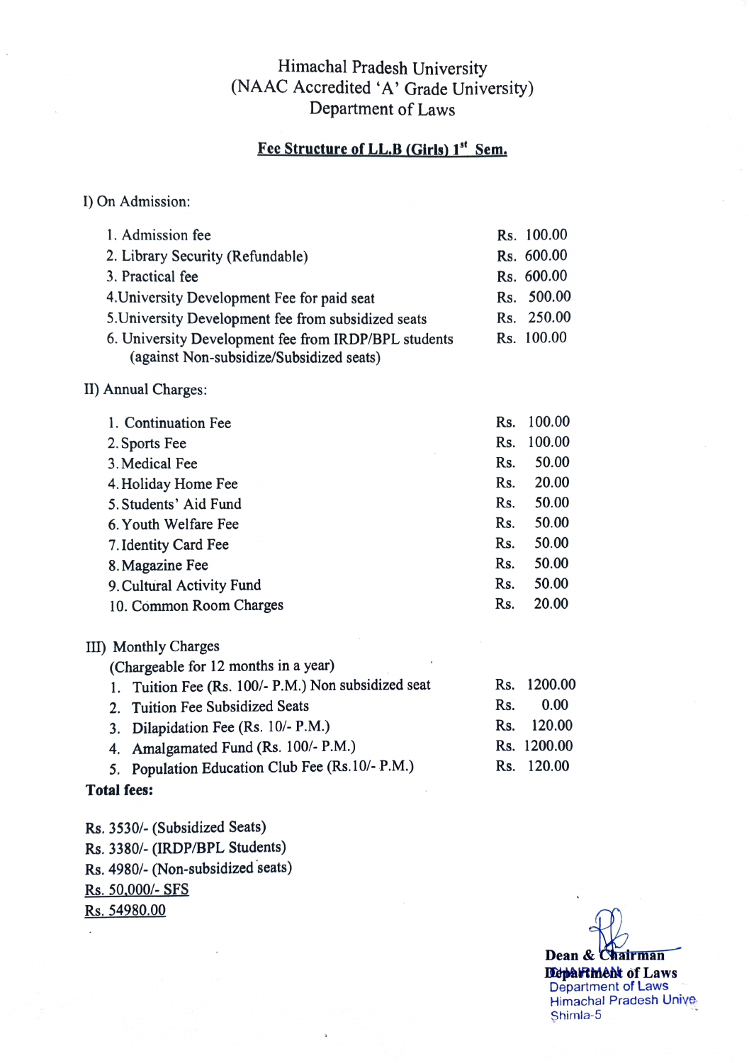Himachal Pradesh University
(NAAC Accredited 'A' Grade University)
Department of Laws

## Fee Structure of LL.B (Girls) 1st Sem.

I) On Admission:

| | |
|---|---|
| 1. Admission fee | Rs. 100.00 |
| 2. Library Security (Refundable) | Rs. 600.00 |
| 3. Practical fee | Rs. 600.00 |
| 4. University Development Fee for paid seat | Rs. 500.00 |
| 5. University Development fee from subsidized seats | Rs. 250.00 |
| 6. University Development fee from IRDP/BPL students (against Non-subsidize/Subsidized seats) | Rs. 100.00 |

II) Annual Charges:

| | |
|---|---|
| 1. Continuation Fee | Rs. 100.00 |
| 2. Sports Fee | Rs. 100.00 |
| 3. Medical Fee | Rs. 50.00 |
| 4. Holiday Home Fee | Rs. 20.00 |
| 5. Students' Aid Fund | Rs. 50.00 |
| 6. Youth Welfare Fee | Rs. 50.00 |
| 7. Identity Card Fee | Rs. 50.00 |
| 8. Magazine Fee | Rs. 50.00 |
| 9. Cultural Activity Fund | Rs. 50.00 |
| 10. Common Room Charges | Rs. 20.00 |

III) Monthly Charges
(Chargeable for 12 months in a year)

| | |
|---|---|
| 1. Tuition Fee (Rs. 100/- P.M.) Non subsidized seat | Rs. 1200.00 |
| 2. Tuition Fee Subsidized Seats | Rs. 0.00 |
| 3. Dilapidation Fee (Rs. 10/- P.M.) | Rs. 120.00 |
| 4. Amalgamated Fund (Rs. 100/- P.M.) | Rs. 1200.00 |
| 5. Population Education Club Fee (Rs.10/- P.M.) | Rs. 120.00 |

**Total fees:**

Rs. 3530/- (Subsidized Seats)
Rs. 3380/- (IRDP/BPL Students)
Rs. 4980/- (Non-subsidized seats)
Rs. 50,000/- SFS
Rs. 54980.00

**Dean & Chairman**
**Department of Laws**
Department of Laws
Himachal Pradesh Unive
Shimla-5